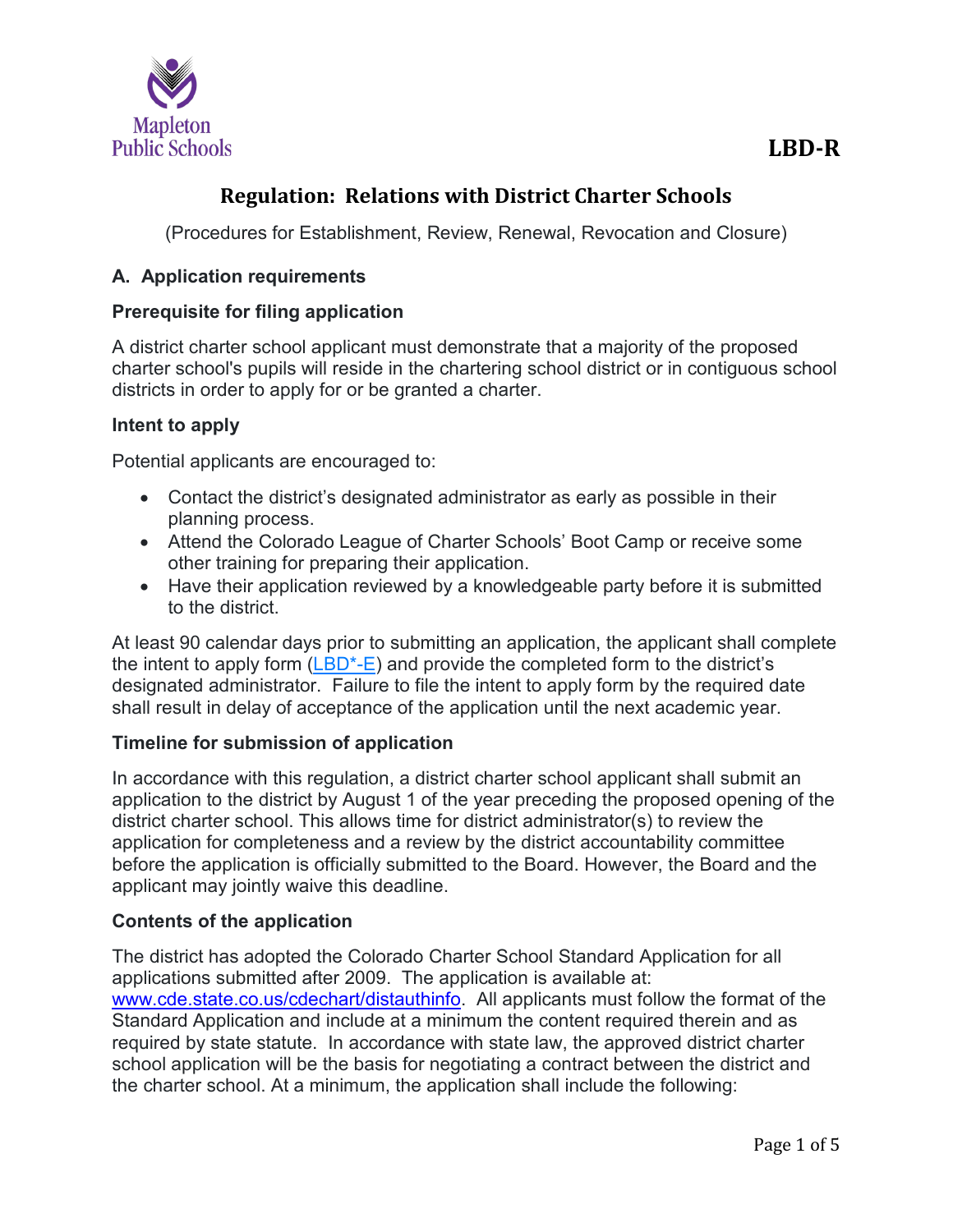Mapleton Public Schools

LBD-R

# Regulation: Relations with District Charter Schools

(Procedures for Establishment, Review, Renewal, Revocation and Closure)

## A. Application requirements

### Prerequisite for filing application

A district charter school applicant must demonstrate that a majority of the proposed charter school's pupils will reside in the chartering school district or in contiguous school districts in order to apply for or be granted a charter.

### Intent to apply

Potential applicants are encouraged to:

- Contact the district's designated administrator as early as possible in their planning process.
- Attend the Colorado League of Charter Schools' Boot Camp or receive some other training for preparing their application.
- Have their application reviewed by a knowledgeable party before it is submitted to the district.

At least 90 calendar days prior to submitting an application, the applicant shall complete the intent to apply form (LBD*-E) and provide the completed form to the district's designated administrator. Failure to file the intent to apply form by the required date shall result in delay of acceptance of the application until the next academic year.

### Timeline for submission of application

In accordance with this regulation, a district charter school applicant shall submit an application to the district by August 1 of the year preceding the proposed opening of the district charter school. This allows time for district administrator(s) to review the application for completeness and a review by the district accountability committee before the application is officially submitted to the Board. However, the Board and the applicant may jointly waive this deadline.

### Contents of the application

The district has adopted the Colorado Charter School Standard Application for all applications submitted after 2009. The application is available at: www.cde.state.co.us/cdechart/distauthinfo. All applicants must follow the format of the Standard Application and include at a minimum the content required therein and as required by state statute. In accordance with state law, the approved district charter school application will be the basis for negotiating a contract between the district and the charter school. At a minimum, the application shall include the following: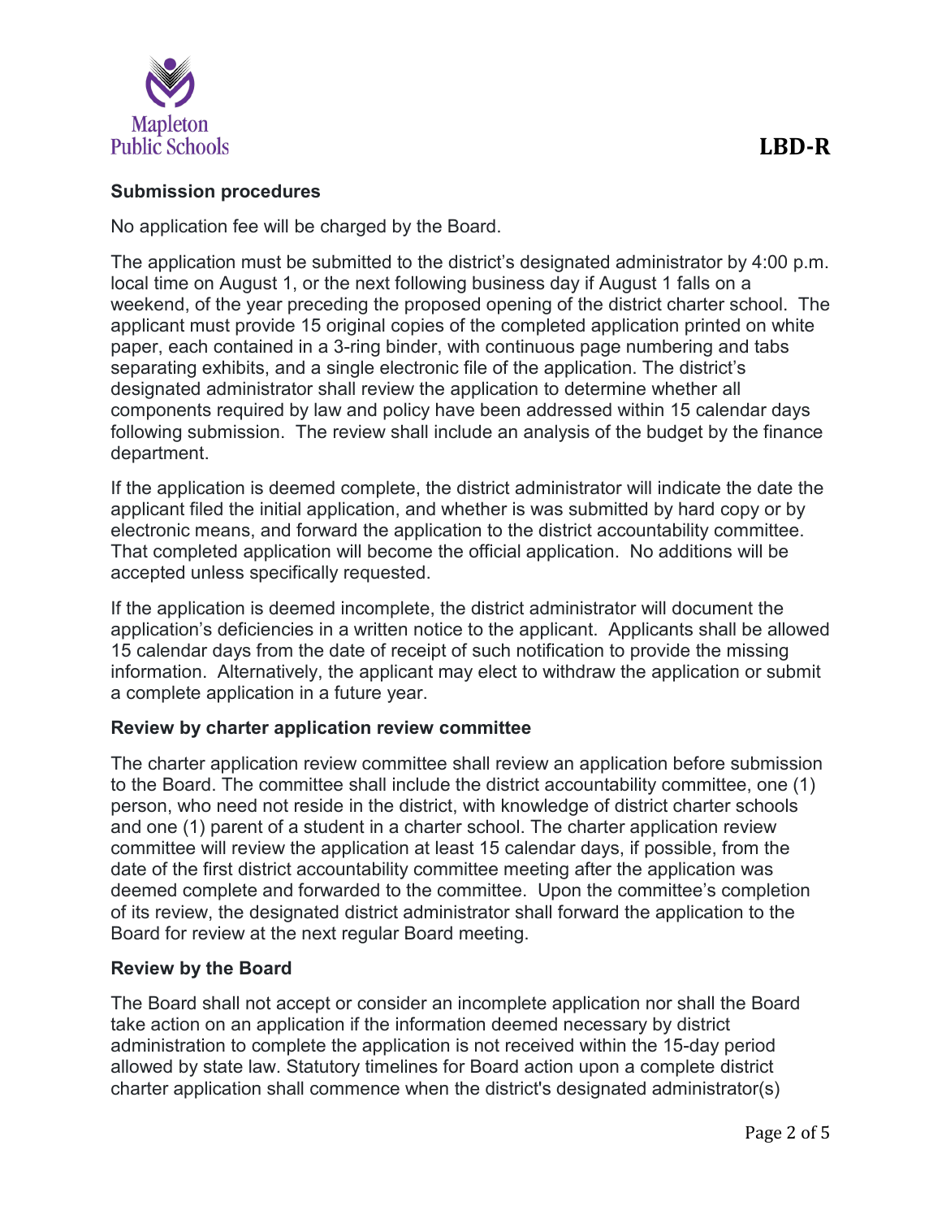### Submission procedures

No application fee will be charged by the Board.

The application must be submitted to the district's designated administrator by 4:00 p.m. local time on August 1, or the next following business day if August 1 falls on a weekend, of the year preceding the proposed opening of the district charter school. The applicant must provide 15 original copies of the completed application printed on white paper, each contained in a 3-ring binder, with continuous page numbering and tabs separating exhibits, and a single electronic file of the application. The district's designated administrator shall review the application to determine whether all components required by law and policy have been addressed within 15 calendar days following submission. The review shall include an analysis of the budget by the finance department.

If the application is deemed complete, the district administrator will indicate the date the applicant filed the initial application, and whether is was submitted by hard copy or by electronic means, and forward the application to the district accountability committee. That completed application will become the official application. No additions will be accepted unless specifically requested.

If the application is deemed incomplete, the district administrator will document the application's deficiencies in a written notice to the applicant. Applicants shall be allowed 15 calendar days from the date of receipt of such notification to provide the missing information. Alternatively, the applicant may elect to withdraw the application or submit a complete application in a future year.

### Review by charter application review committee

The charter application review committee shall review an application before submission to the Board. The committee shall include the district accountability committee, one (1) person, who need not reside in the district, with knowledge of district charter schools and one (1) parent of a student in a charter school. The charter application review committee will review the application at least 15 calendar days, if possible, from the date of the first district accountability committee meeting after the application was deemed complete and forwarded to the committee. Upon the committee's completion of its review, the designated district administrator shall forward the application to the Board for review at the next regular Board meeting.

### Review by the Board

The Board shall not accept or consider an incomplete application nor shall the Board take action on an application if the information deemed necessary by district administration to complete the application is not received within the 15-day period allowed by state law. Statutory timelines for Board action upon a complete district charter application shall commence when the district's designated administrator(s)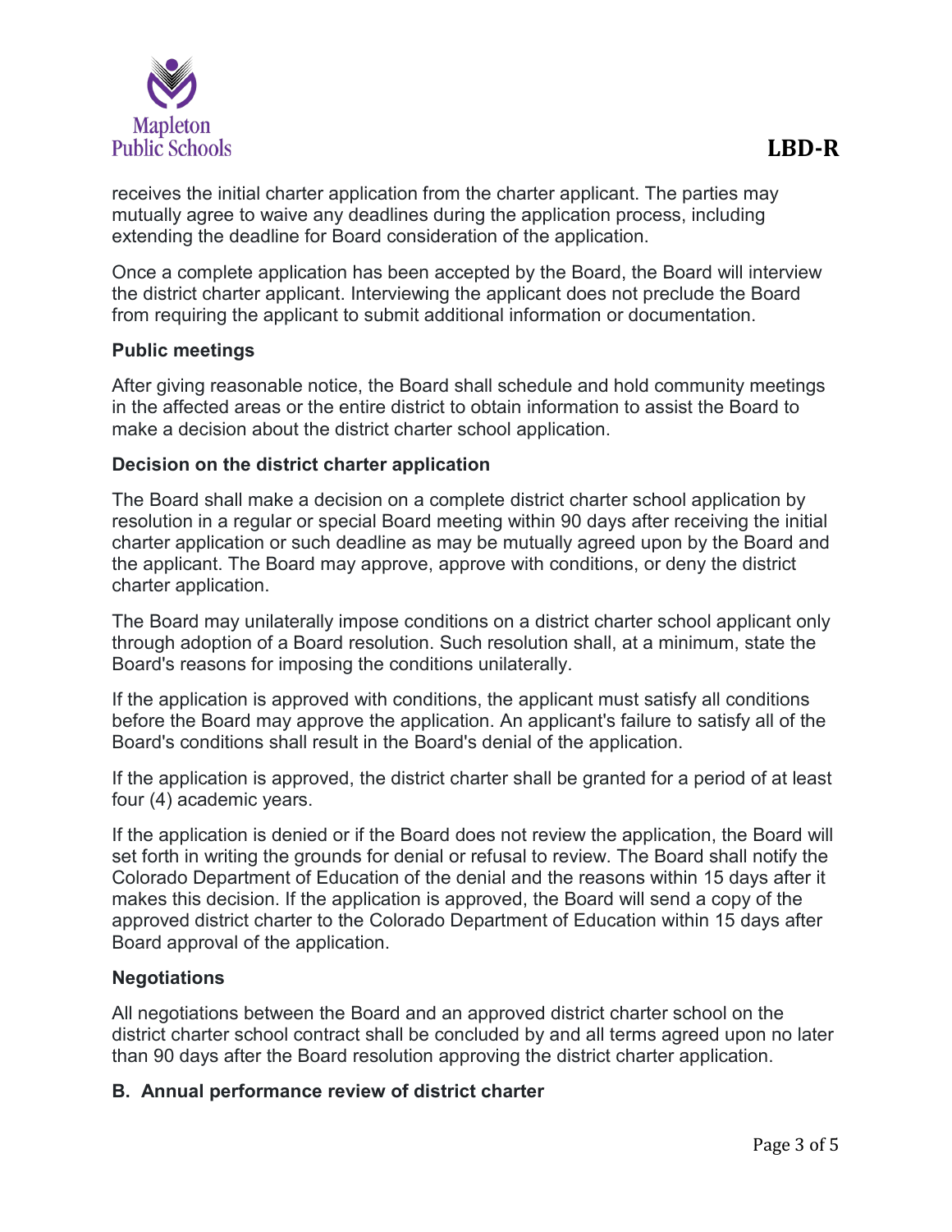receives the initial charter application from the charter applicant. The parties may mutually agree to waive any deadlines during the application process, including extending the deadline for Board consideration of the application.

Once a complete application has been accepted by the Board, the Board will interview the district charter applicant. Interviewing the applicant does not preclude the Board from requiring the applicant to submit additional information or documentation.

**Public meetings**

After giving reasonable notice, the Board shall schedule and hold community meetings in the affected areas or the entire district to obtain information to assist the Board to make a decision about the district charter school application.

**Decision on the district charter application**

The Board shall make a decision on a complete district charter school application by resolution in a regular or special Board meeting within 90 days after receiving the initial charter application or such deadline as may be mutually agreed upon by the Board and the applicant. The Board may approve, approve with conditions, or deny the district charter application.

The Board may unilaterally impose conditions on a district charter school applicant only through adoption of a Board resolution. Such resolution shall, at a minimum, state the Board's reasons for imposing the conditions unilaterally.

If the application is approved with conditions, the applicant must satisfy all conditions before the Board may approve the application. An applicant's failure to satisfy all of the Board's conditions shall result in the Board's denial of the application.

If the application is approved, the district charter shall be granted for a period of at least four (4) academic years.

If the application is denied or if the Board does not review the application, the Board will set forth in writing the grounds for denial or refusal to review. The Board shall notify the Colorado Department of Education of the denial and the reasons within 15 days after it makes this decision. If the application is approved, the Board will send a copy of the approved district charter to the Colorado Department of Education within 15 days after Board approval of the application.

**Negotiations**

All negotiations between the Board and an approved district charter school on the district charter school contract shall be concluded by and all terms agreed upon no later than 90 days after the Board resolution approving the district charter application.

**B. Annual performance review of district charter**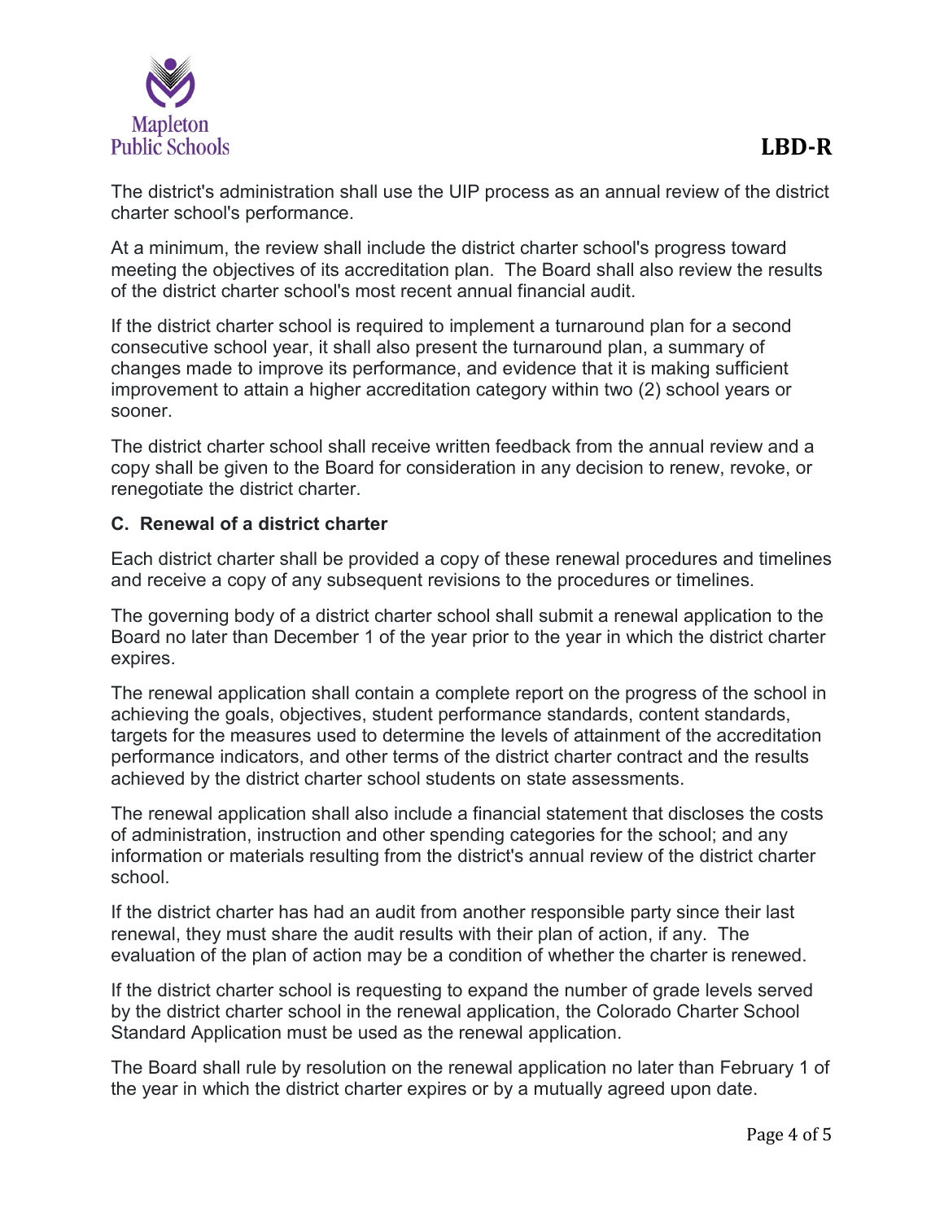The district's administration shall use the UIP process as an annual review of the district charter school's performance.

At a minimum, the review shall include the district charter school's progress toward meeting the objectives of its accreditation plan. The Board shall also review the results of the district charter school's most recent annual financial audit.

If the district charter school is required to implement a turnaround plan for a second consecutive school year, it shall also present the turnaround plan, a summary of changes made to improve its performance, and evidence that it is making sufficient improvement to attain a higher accreditation category within two (2) school years or sooner.

The district charter school shall receive written feedback from the annual review and a copy shall be given to the Board for consideration in any decision to renew, revoke, or renegotiate the district charter.

**C. Renewal of a district charter**

Each district charter shall be provided a copy of these renewal procedures and timelines and receive a copy of any subsequent revisions to the procedures or timelines.

The governing body of a district charter school shall submit a renewal application to the Board no later than December 1 of the year prior to the year in which the district charter expires.

The renewal application shall contain a complete report on the progress of the school in achieving the goals, objectives, student performance standards, content standards, targets for the measures used to determine the levels of attainment of the accreditation performance indicators, and other terms of the district charter contract and the results achieved by the district charter school students on state assessments.

The renewal application shall also include a financial statement that discloses the costs of administration, instruction and other spending categories for the school; and any information or materials resulting from the district's annual review of the district charter school.

If the district charter has had an audit from another responsible party since their last renewal, they must share the audit results with their plan of action, if any. The evaluation of the plan of action may be a condition of whether the charter is renewed.

If the district charter school is requesting to expand the number of grade levels served by the district charter school in the renewal application, the Colorado Charter School Standard Application must be used as the renewal application.

The Board shall rule by resolution on the renewal application no later than February 1 of the year in which the district charter expires or by a mutually agreed upon date.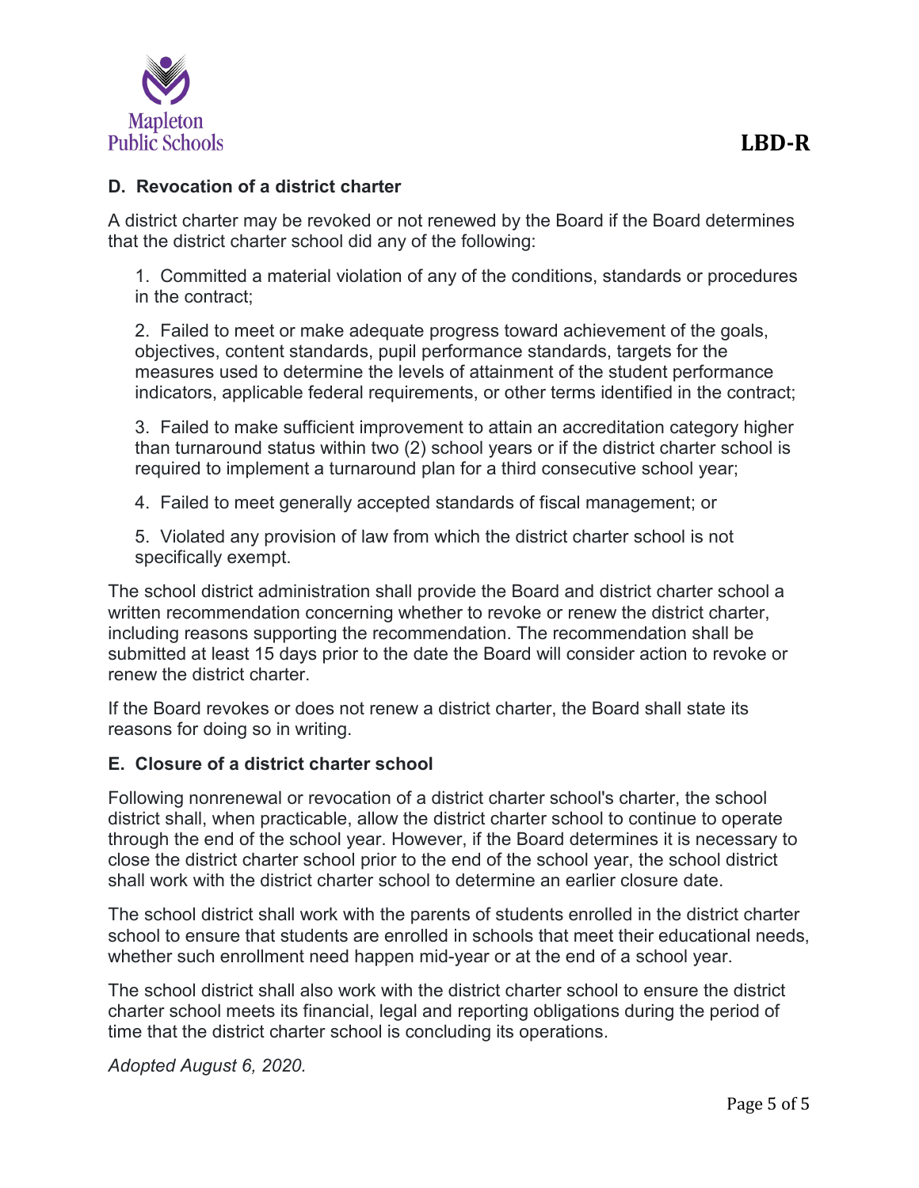### D. Revocation of a district charter

A district charter may be revoked or not renewed by the Board if the Board determines that the district charter school did any of the following:

1. Committed a material violation of any of the conditions, standards or procedures in the contract;
2. Failed to meet or make adequate progress toward achievement of the goals, objectives, content standards, pupil performance standards, targets for the measures used to determine the levels of attainment of the student performance indicators, applicable federal requirements, or other terms identified in the contract;
3. Failed to make sufficient improvement to attain an accreditation category higher than turnaround status within two (2) school years or if the district charter school is required to implement a turnaround plan for a third consecutive school year;
4. Failed to meet generally accepted standards of fiscal management; or
5. Violated any provision of law from which the district charter school is not specifically exempt.

The school district administration shall provide the Board and district charter school a written recommendation concerning whether to revoke or renew the district charter, including reasons supporting the recommendation. The recommendation shall be submitted at least 15 days prior to the date the Board will consider action to revoke or renew the district charter.

If the Board revokes or does not renew a district charter, the Board shall state its reasons for doing so in writing.

### E. Closure of a district charter school

Following nonrenewal or revocation of a district charter school's charter, the school district shall, when practicable, allow the district charter school to continue to operate through the end of the school year. However, if the Board determines it is necessary to close the district charter school prior to the end of the school year, the school district shall work with the district charter school to determine an earlier closure date.

The school district shall work with the parents of students enrolled in the district charter school to ensure that students are enrolled in schools that meet their educational needs, whether such enrollment need happen mid-year or at the end of a school year.

The school district shall also work with the district charter school to ensure the district charter school meets its financial, legal and reporting obligations during the period of time that the district charter school is concluding its operations.

*Adopted August 6, 2020.*